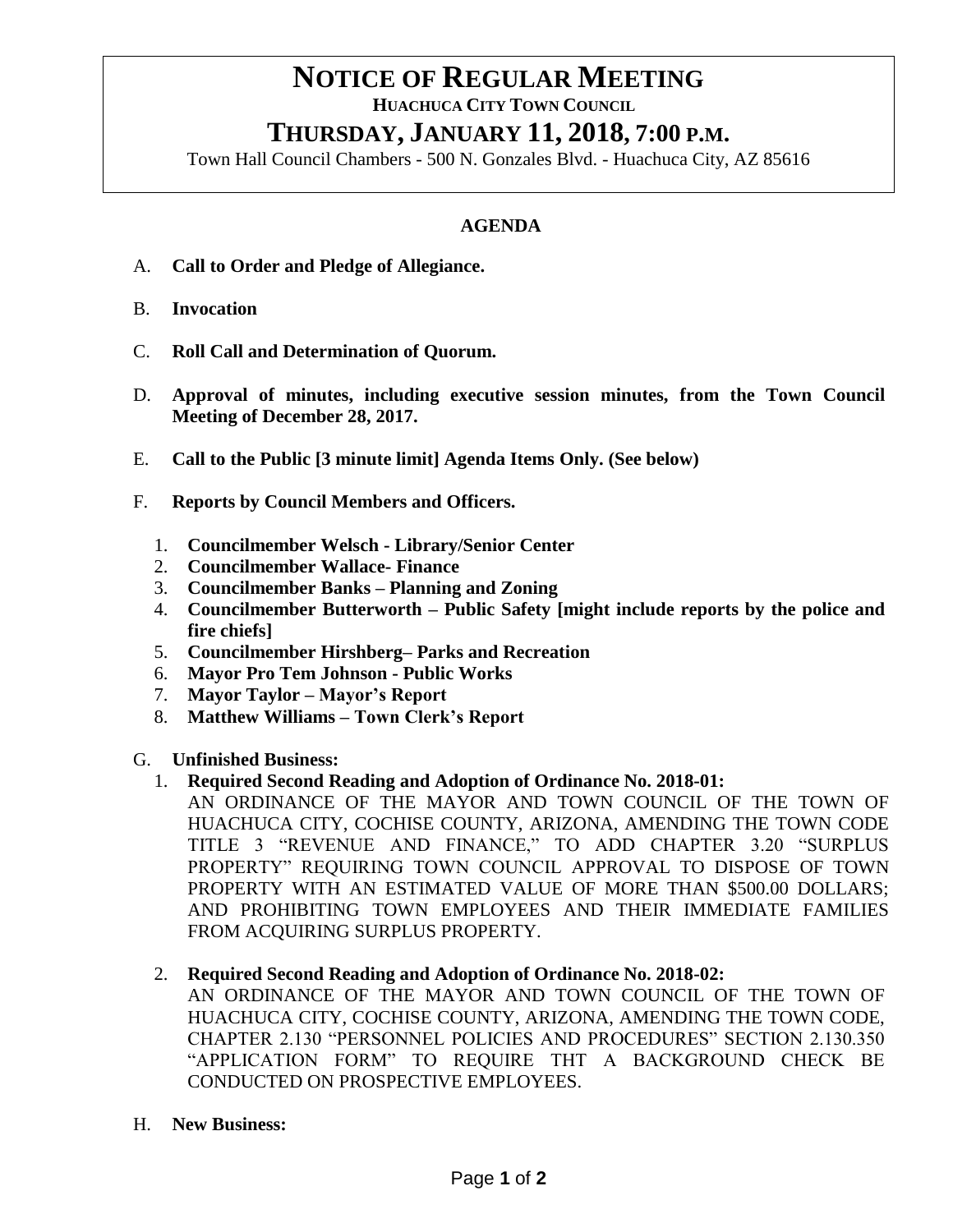# NOTICE OF REGULAR MEETING

**HUACHUCA CITY TOWN COUNCIL**

## THURSDAY, JANUARY 11, 2018, 7:00 P.M.

Town Hall Council Chambers - 500 N. Gonzales Blvd. - Huachuca City, AZ 85616

**AGENDA**

A. **Call to Order and Pledge of Allegiance.**

B. **Invocation**

C. **Roll Call and Determination of Quorum.**

D. **Approval of minutes, including executive session minutes, from the Town Council Meeting of December 28, 2017.**

E. **Call to the Public [3 minute limit] Agenda Items Only. (See below)**

F. **Reports by Council Members and Officers.**
   1. **Councilmember Welsch - Library/Senior Center**
   2. **Councilmember Wallace- Finance**
   3. **Councilmember Banks – Planning and Zoning**
   4. **Councilmember Butterworth – Public Safety [might include reports by the police and fire chiefs]**
   5. **Councilmember Hirshberg– Parks and Recreation**
   6. **Mayor Pro Tem Johnson - Public Works**
   7. **Mayor Taylor – Mayor's Report**
   8. **Matthew Williams – Town Clerk's Report**

G. **Unfinished Business:**
   1. **Required Second Reading and Adoption of Ordinance No. 2018-01:**
   AN ORDINANCE OF THE MAYOR AND TOWN COUNCIL OF THE TOWN OF HUACHUCA CITY, COCHISE COUNTY, ARIZONA, AMENDING THE TOWN CODE TITLE 3 "REVENUE AND FINANCE," TO ADD CHAPTER 3.20 "SURPLUS PROPERTY" REQUIRING TOWN COUNCIL APPROVAL TO DISPOSE OF TOWN PROPERTY WITH AN ESTIMATED VALUE OF MORE THAN $500.00 DOLLARS; AND PROHIBITING TOWN EMPLOYEES AND THEIR IMMEDIATE FAMILIES FROM ACQUIRING SURPLUS PROPERTY.

   2. **Required Second Reading and Adoption of Ordinance No. 2018-02:**
   AN ORDINANCE OF THE MAYOR AND TOWN COUNCIL OF THE TOWN OF HUACHUCA CITY, COCHISE COUNTY, ARIZONA, AMENDING THE TOWN CODE, CHAPTER 2.130 "PERSONNEL POLICIES AND PROCEDURES" SECTION 2.130.350 "APPLICATION FORM" TO REQUIRE THT A BACKGROUND CHECK BE CONDUCTED ON PROSPECTIVE EMPLOYEES.

H. **New Business:**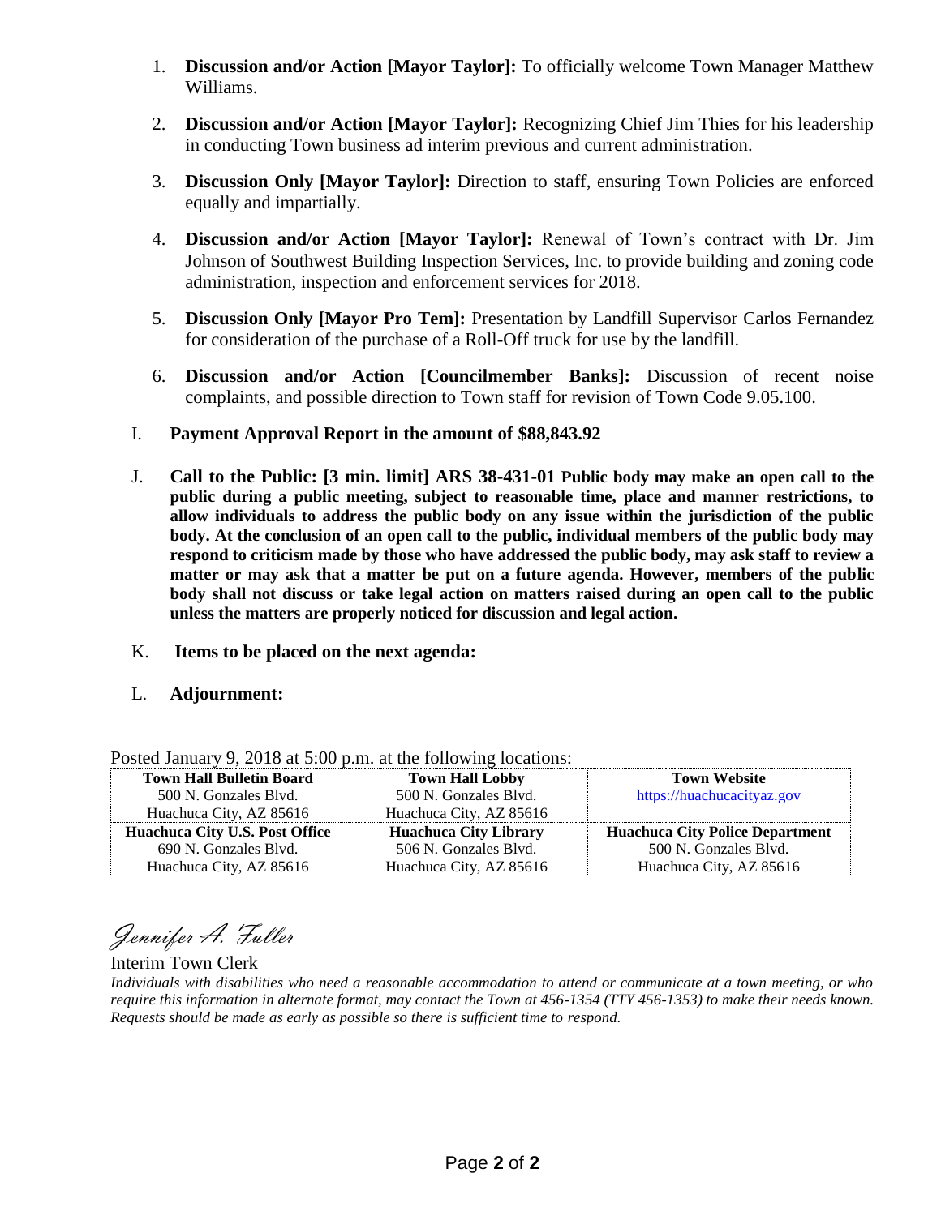1. **Discussion and/or Action [Mayor Taylor]:** To officially welcome Town Manager Matthew Williams.

2. **Discussion and/or Action [Mayor Taylor]:** Recognizing Chief Jim Thies for his leadership in conducting Town business ad interim previous and current administration.

3. **Discussion Only [Mayor Taylor]:** Direction to staff, ensuring Town Policies are enforced equally and impartially.

4. **Discussion and/or Action [Mayor Taylor]:** Renewal of Town's contract with Dr. Jim Johnson of Southwest Building Inspection Services, Inc. to provide building and zoning code administration, inspection and enforcement services for 2018.

5. **Discussion Only [Mayor Pro Tem]:** Presentation by Landfill Supervisor Carlos Fernandez for consideration of the purchase of a Roll-Off truck for use by the landfill.

6. **Discussion and/or Action [Councilmember Banks]:** Discussion of recent noise complaints, and possible direction to Town staff for revision of Town Code 9.05.100.

I. **Payment Approval Report in the amount of $88,843.92**

J. **Call to the Public: [3 min. limit] ARS 38-431-01 Public body may make an open call to the public during a public meeting, subject to reasonable time, place and manner restrictions, to allow individuals to address the public body on any issue within the jurisdiction of the public body. At the conclusion of an open call to the public, individual members of the public body may respond to criticism made by those who have addressed the public body, may ask staff to review a matter or may ask that a matter be put on a future agenda. However, members of the public body shall not discuss or take legal action on matters raised during an open call to the public unless the matters are properly noticed for discussion and legal action.**

K. **Items to be placed on the next agenda:**

L. **Adjournment:**

Posted January 9, 2018 at 5:00 p.m. at the following locations:

| | | |
|---|---|---|
| **Town Hall Bulletin Board**<br>500 N. Gonzales Blvd.<br>Huachuca City, AZ 85616 | **Town Hall Lobby**<br>500 N. Gonzales Blvd.<br>Huachuca City, AZ 85616 | **Town Website**<br>https://huachucacityaz.gov |
| **Huachuca City U.S. Post Office**<br>690 N. Gonzales Blvd.<br>Huachuca City, AZ 85616 | **Huachuca City Library**<br>506 N. Gonzales Blvd.<br>Huachuca City, AZ 85616 | **Huachuca City Police Department**<br>500 N. Gonzales Blvd.<br>Huachuca City, AZ 85616 |

*Jennifer A. Fuller*

Interim Town Clerk

*Individuals with disabilities who need a reasonable accommodation to attend or communicate at a town meeting, or who require this information in alternate format, may contact the Town at 456-1354 (TTY 456-1353) to make their needs known. Requests should be made as early as possible so there is sufficient time to respond.*